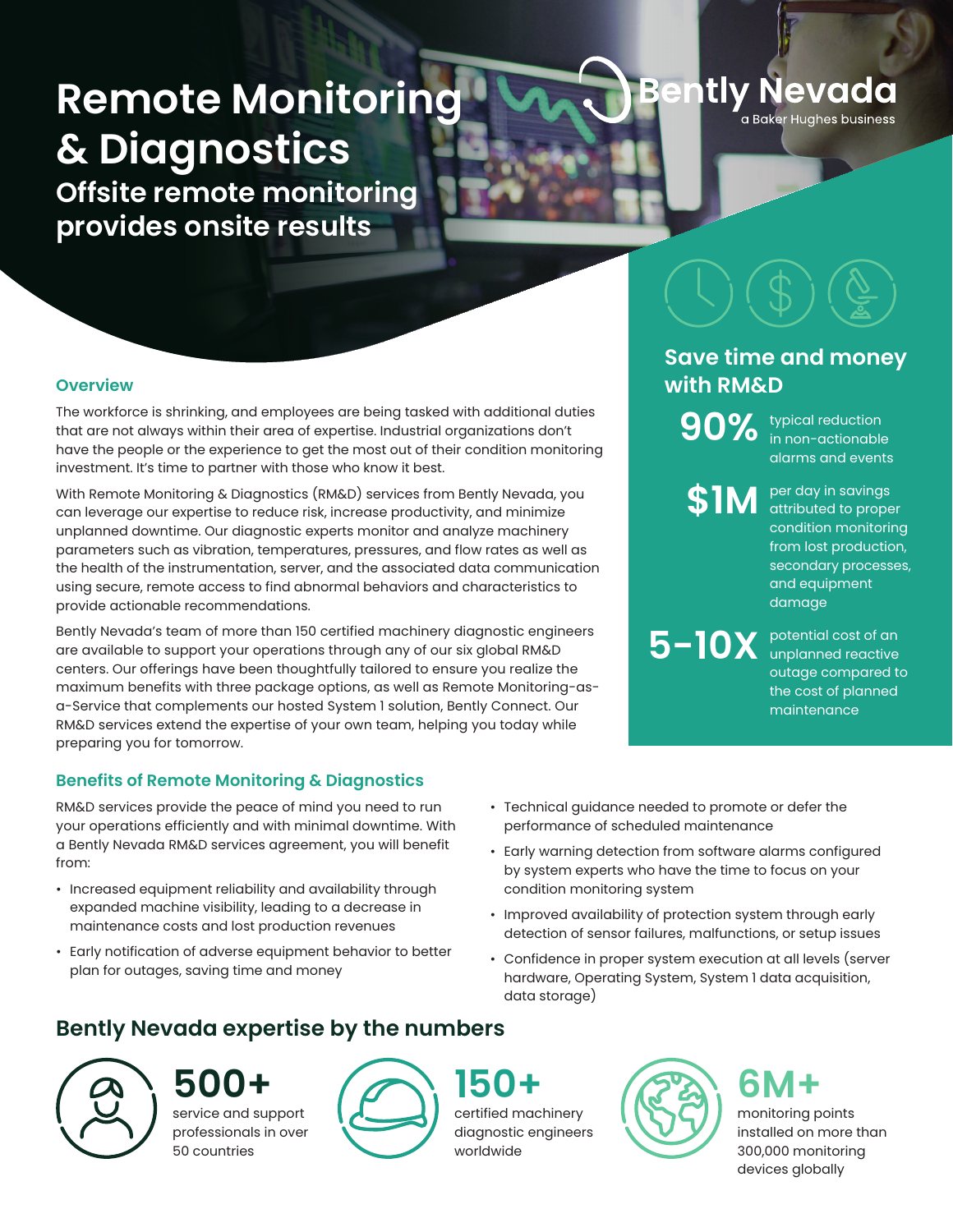# Remote Monitoring & Diagnostics

## Offsite remote monitoring provides onsite results

Bently Nevada
a Baker Hughes business

### Overview

The workforce is shrinking, and employees are being tasked with additional duties that are not always within their area of expertise. Industrial organizations don't have the people or the experience to get the most out of their condition monitoring investment. It's time to partner with those who know it best.

With Remote Monitoring & Diagnostics (RM&D) services from Bently Nevada, you can leverage our expertise to reduce risk, increase productivity, and minimize unplanned downtime. Our diagnostic experts monitor and analyze machinery parameters such as vibration, temperatures, pressures, and flow rates as well as the health of the instrumentation, server, and the associated data communication using secure, remote access to find abnormal behaviors and characteristics to provide actionable recommendations.

Bently Nevada's team of more than 150 certified machinery diagnostic engineers are available to support your operations through any of our six global RM&D centers. Our offerings have been thoughtfully tailored to ensure you realize the maximum benefits with three package options, as well as Remote Monitoring-as-a-Service that complements our hosted System 1 solution, Bently Connect. Our RM&D services extend the expertise of your own team, helping you today while preparing you for tomorrow.

### Save time and money with RM&D

**90%** typical reduction in non-actionable alarms and events

**$1M** per day in savings attributed to proper condition monitoring from lost production, secondary processes, and equipment damage

**5-10X** potential cost of an unplanned reactive outage compared to the cost of planned maintenance

### Benefits of Remote Monitoring & Diagnostics

RM&D services provide the peace of mind you need to run your operations efficiently and with minimal downtime. With a Bently Nevada RM&D services agreement, you will benefit from:

- Increased equipment reliability and availability through expanded machine visibility, leading to a decrease in maintenance costs and lost production revenues
- Early notification of adverse equipment behavior to better plan for outages, saving time and money
- Technical guidance needed to promote or defer the performance of scheduled maintenance
- Early warning detection from software alarms configured by system experts who have the time to focus on your condition monitoring system
- Improved availability of protection system through early detection of sensor failures, malfunctions, or setup issues
- Confidence in proper system execution at all levels (server hardware, Operating System, System 1 data acquisition, data storage)

## Bently Nevada expertise by the numbers

**500+** service and support professionals in over 50 countries

**150+** certified machinery diagnostic engineers worldwide

**6M+** monitoring points installed on more than 300,000 monitoring devices globally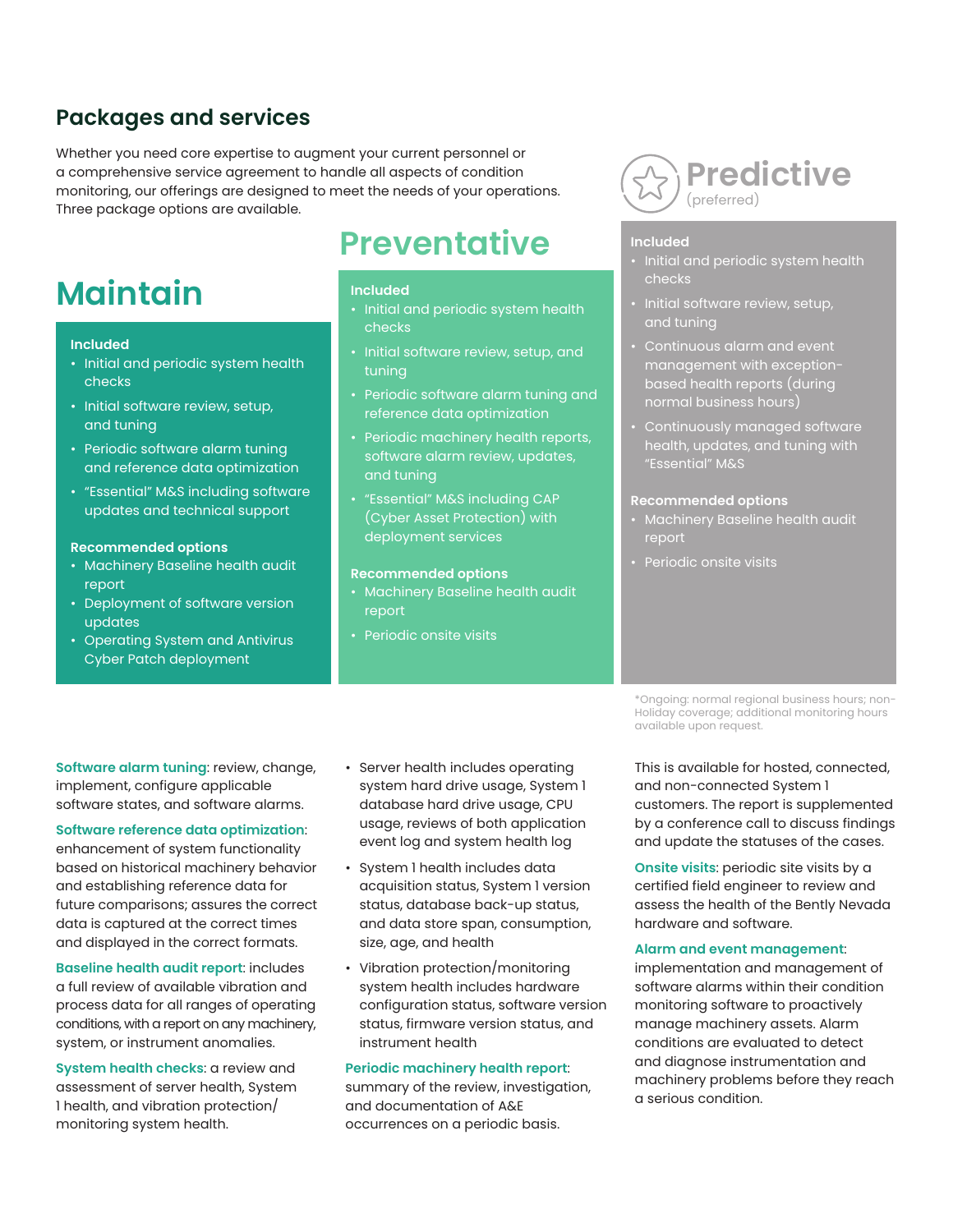## Packages and services

Whether you need core expertise to augment your current personnel or a comprehensive service agreement to handle all aspects of condition monitoring, our offerings are designed to meet the needs of your operations. Three package options are available.

### Maintain

**Included**

- Initial and periodic system health checks
- Initial software review, setup, and tuning
- Periodic software alarm tuning and reference data optimization
- "Essential" M&S including software updates and technical support

**Recommended options**

- Machinery Baseline health audit report
- Deployment of software version updates
- Operating System and Antivirus Cyber Patch deployment

### Preventative

**Included**

- Initial and periodic system health checks
- Initial software review, setup, and tuning
- Periodic software alarm tuning and reference data optimization
- Periodic machinery health reports, software alarm review, updates, and tuning
- "Essential" M&S including CAP (Cyber Asset Protection) with deployment services

**Recommended options**

- Machinery Baseline health audit report
- Periodic onsite visits

### Predictive

(preferred)

**Included**

- Initial and periodic system health checks
- Initial software review, setup, and tuning
- Continuous alarm and event management with exception-based health reports (during normal business hours)
- Continuously managed software health, updates, and tuning with "Essential" M&S

**Recommended options**

- Machinery Baseline health audit report
- Periodic onsite visits

*Ongoing: normal regional business hours; non-Holiday coverage; additional monitoring hours available upon request.

**Software alarm tuning**: review, change, implement, configure applicable software states, and software alarms.

**Software reference data optimization**: enhancement of system functionality based on historical machinery behavior and establishing reference data for future comparisons; assures the correct data is captured at the correct times and displayed in the correct formats.

**Baseline health audit report**: includes a full review of available vibration and process data for all ranges of operating conditions, with a report on any machinery, system, or instrument anomalies.

**System health checks**: a review and assessment of server health, System 1 health, and vibration protection/monitoring system health.

- Server health includes operating system hard drive usage, System 1 database hard drive usage, CPU usage, reviews of both application event log and system health log
- System 1 health includes data acquisition status, System 1 version status, database back-up status, and data store span, consumption, size, age, and health
- Vibration protection/monitoring system health includes hardware configuration status, software version status, firmware version status, and instrument health

**Periodic machinery health report**: summary of the review, investigation, and documentation of A&E occurrences on a periodic basis.

This is available for hosted, connected, and non-connected System 1 customers. The report is supplemented by a conference call to discuss findings and update the statuses of the cases.

**Onsite visits**: periodic site visits by a certified field engineer to review and assess the health of the Bently Nevada hardware and software.

**Alarm and event management**: implementation and management of software alarms within their condition monitoring software to proactively manage machinery assets. Alarm conditions are evaluated to detect and diagnose instrumentation and machinery problems before they reach a serious condition.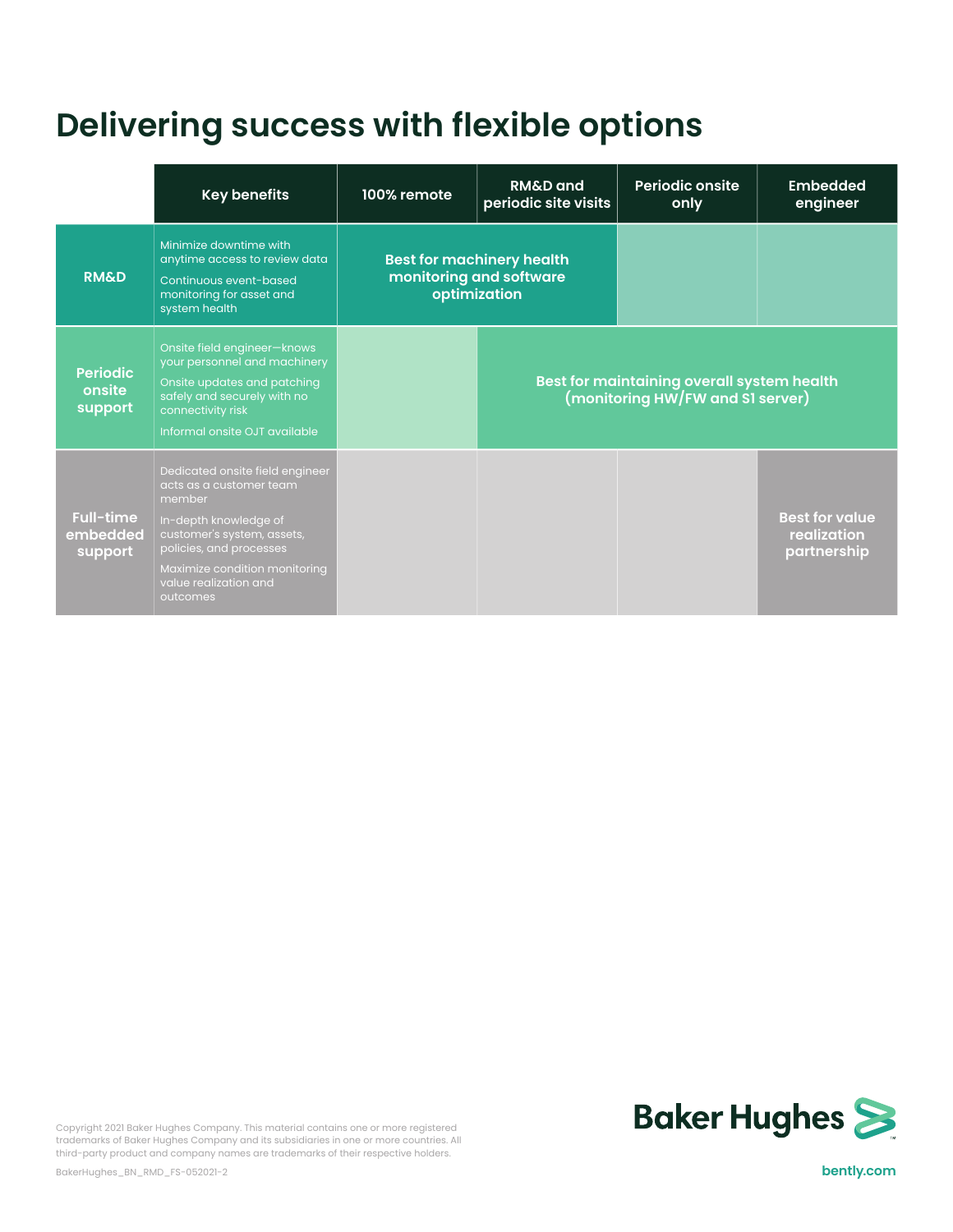# Delivering success with flexible options

| | Key benefits | 100% remote | RM&D and periodic site visits | Periodic onsite only | Embedded engineer |
|---|---|---|---|---|---|
| **RM&D** | Minimize downtime with anytime access to review data<br>Continuous event-based monitoring for asset and system health | **Best for machinery health monitoring and software optimization** | | | |
| **Periodic onsite support** | Onsite field engineer—knows your personnel and machinery<br>Onsite updates and patching safely and securely with no connectivity risk<br>Informal onsite OJT available | | **Best for maintaining overall system health (monitoring HW/FW and S1 server)** | | |
| **Full-time embedded support** | Dedicated onsite field engineer acts as a customer team member<br>In-depth knowledge of customer's system, assets, policies, and processes<br>Maximize condition monitoring value realization and outcomes | | | | **Best for value realization partnership** |

Copyright 2021 Baker Hughes Company. This material contains one or more registered trademarks of Baker Hughes Company and its subsidiaries in one or more countries. All third-party product and company names are trademarks of their respective holders.

BakerHughes_BN_RMD_FS-052021-2

Baker Hughes

bently.com